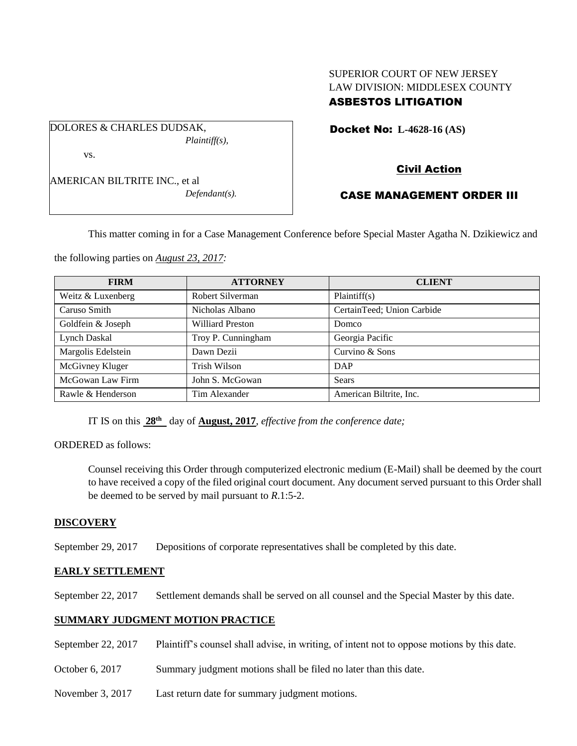SUPERIOR COURT OF NEW JERSEY
LAW DIVISION: MIDDLESEX COUNTY
**ASBESTOS LITIGATION**

DOLORES & CHARLES DUDSAK,
*Plaintiff(s),*

vs.

AMERICAN BILTRITE INC., et al
*Defendant(s).*

**Docket No: L-4628-16 (AS)**

**Civil Action**

**CASE MANAGEMENT ORDER III**

This matter coming in for a Case Management Conference before Special Master Agatha N. Dzikiewicz and the following parties on ***August 23, 2017:***

| FIRM | ATTORNEY | CLIENT |
| --- | --- | --- |
| Weitz & Luxenberg | Robert Silverman | Plaintiff(s) |
| Caruso Smith | Nicholas Albano | CertainTeed; Union Carbide |
| Goldfein & Joseph | Williard Preston | Domco |
| Lynch Daskal | Troy P. Cunningham | Georgia Pacific |
| Margolis Edelstein | Dawn Dezii | Curvino & Sons |
| McGivney Kluger | Trish Wilson | DAP |
| McGowan Law Firm | John S. McGowan | Sears |
| Rawle & Henderson | Tim Alexander | American Biltrite, Inc. |

IT IS on this **28th** day of **August, 2017**, *effective from the conference date;*

ORDERED as follows:

Counsel receiving this Order through computerized electronic medium (E-Mail) shall be deemed by the court to have received a copy of the filed original court document. Any document served pursuant to this Order shall be deemed to be served by mail pursuant to *R*.1:5-2.

**DISCOVERY**

September 29, 2017 Depositions of corporate representatives shall be completed by this date.

**EARLY SETTLEMENT**

September 22, 2017 Settlement demands shall be served on all counsel and the Special Master by this date.

**SUMMARY JUDGMENT MOTION PRACTICE**

September 22, 2017 Plaintiff's counsel shall advise, in writing, of intent not to oppose motions by this date.

October 6, 2017 Summary judgment motions shall be filed no later than this date.

November 3, 2017 Last return date for summary judgment motions.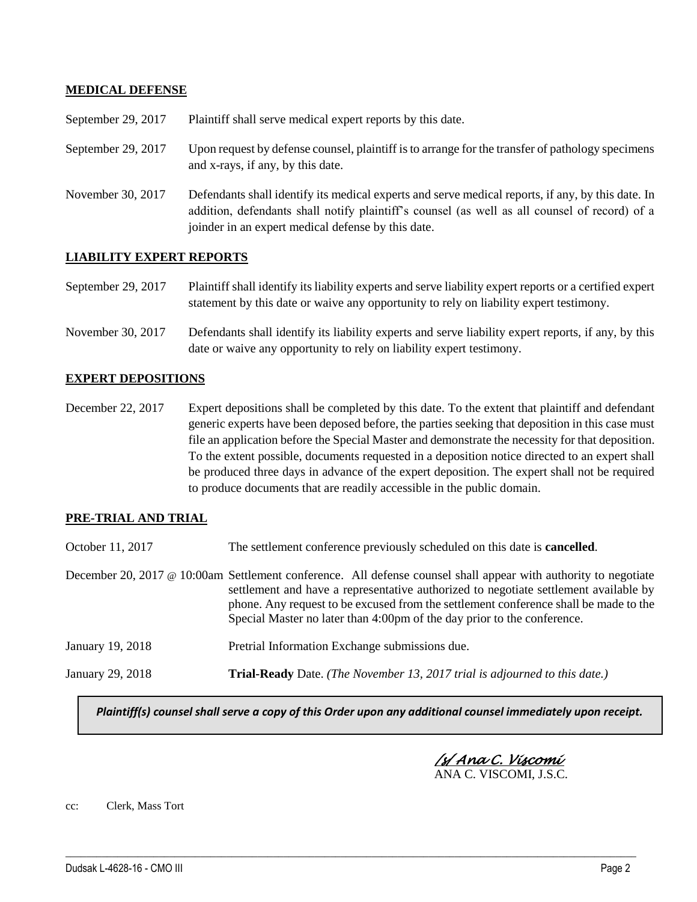**MEDICAL DEFENSE**

| | |
|---|---|
| September 29, 2017 | Plaintiff shall serve medical expert reports by this date. |
| September 29, 2017 | Upon request by defense counsel, plaintiff is to arrange for the transfer of pathology specimens and x-rays, if any, by this date. |
| November 30, 2017 | Defendants shall identify its medical experts and serve medical reports, if any, by this date. In addition, defendants shall notify plaintiff's counsel (as well as all counsel of record) of a joinder in an expert medical defense by this date. |

**LIABILITY EXPERT REPORTS**

| | |
|---|---|
| September 29, 2017 | Plaintiff shall identify its liability experts and serve liability expert reports or a certified expert statement by this date or waive any opportunity to rely on liability expert testimony. |
| November 30, 2017 | Defendants shall identify its liability experts and serve liability expert reports, if any, by this date or waive any opportunity to rely on liability expert testimony. |

**EXPERT DEPOSITIONS**

| | |
|---|---|
| December 22, 2017 | Expert depositions shall be completed by this date. To the extent that plaintiff and defendant generic experts have been deposed before, the parties seeking that deposition in this case must file an application before the Special Master and demonstrate the necessity for that deposition. To the extent possible, documents requested in a deposition notice directed to an expert shall be produced three days in advance of the expert deposition. The expert shall not be required to produce documents that are readily accessible in the public domain. |

**PRE-TRIAL AND TRIAL**

| | |
|---|---|
| October 11, 2017 | The settlement conference previously scheduled on this date is **cancelled**. |
| December 20, 2017 @ 10:00am | Settlement conference. All defense counsel shall appear with authority to negotiate settlement and have a representative authorized to negotiate settlement available by phone. Any request to be excused from the settlement conference shall be made to the Special Master no later than 4:00pm of the day prior to the conference. |
| January 19, 2018 | Pretrial Information Exchange submissions due. |
| January 29, 2018 | **Trial-Ready** Date. *(The November 13, 2017 trial is adjourned to this date.)* |

***Plaintiff(s) counsel shall serve a copy of this Order upon any additional counsel immediately upon receipt.***

*/s/ Ana C. Viscomi*
ANA C. VISCOMI, J.S.C.

cc: Clerk, Mass Tort

Dudsak L-4628-16 - CMO III